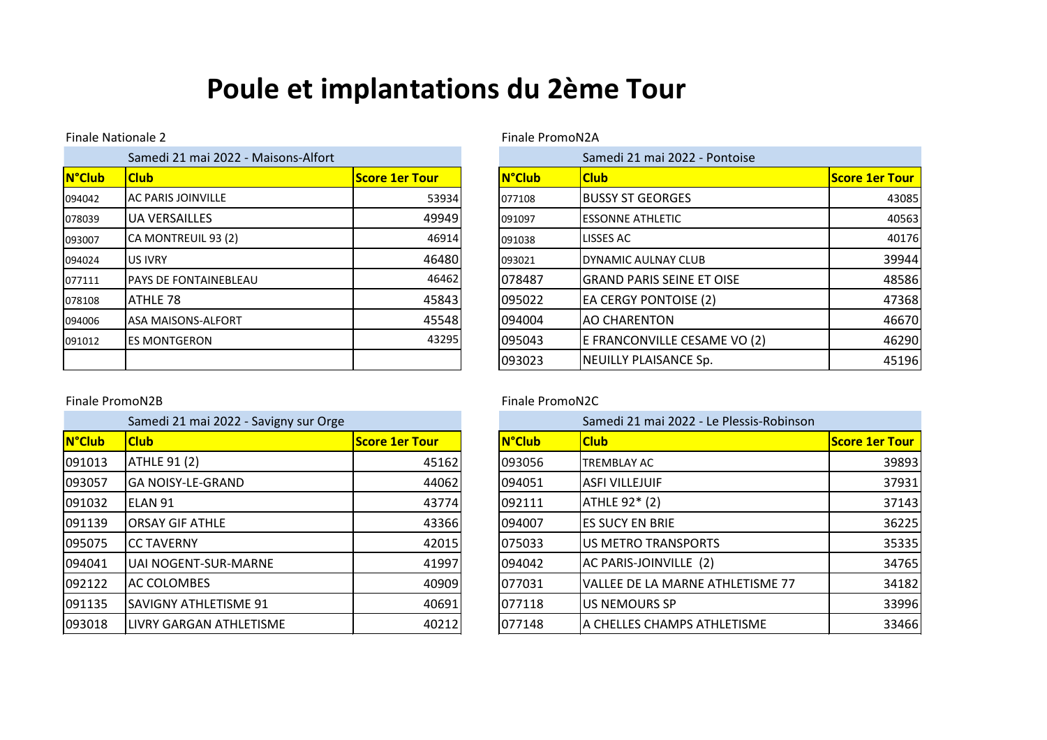# Poule et implantations du 2ème Tour

Finale Nationale 2

| Samedi 21 mai 2022 - Maisons-Alfort | | |
|---|---|---|
| **N°Club** | **Club** | **Score 1er Tour** |
| 094042 | AC PARIS JOINVILLE | 53934 |
| 078039 | UA VERSAILLES | 49949 |
| 093007 | CA MONTREUIL 93 (2) | 46914 |
| 094024 | US IVRY | 46480 |
| 077111 | PAYS DE FONTAINEBLEAU | 46462 |
| 078108 | ATHLE 78 | 45843 |
| 094006 | ASA MAISONS-ALFORT | 45548 |
| 091012 | ES MONTGERON | 43295 |
| | | |

Finale PromoN2A

| Samedi 21 mai 2022 - Pontoise | | |
|---|---|---|
| **N°Club** | **Club** | **Score 1er Tour** |
| 077108 | BUSSY ST GEORGES | 43085 |
| 091097 | ESSONNE ATHLETIC | 40563 |
| 091038 | LISSES AC | 40176 |
| 093021 | DYNAMIC AULNAY CLUB | 39944 |
| 078487 | GRAND PARIS SEINE ET OISE | 48586 |
| 095022 | EA CERGY PONTOISE (2) | 47368 |
| 094004 | AO CHARENTON | 46670 |
| 095043 | E FRANCONVILLE CESAME VO (2) | 46290 |
| 093023 | NEUILLY PLAISANCE Sp. | 45196 |

Finale PromoN2B

| Samedi 21 mai 2022 - Savigny sur Orge | | |
|---|---|---|
| **N°Club** | **Club** | **Score 1er Tour** |
| 091013 | ATHLE 91 (2) | 45162 |
| 093057 | GA NOISY-LE-GRAND | 44062 |
| 091032 | ELAN 91 | 43774 |
| 091139 | ORSAY GIF ATHLE | 43366 |
| 095075 | CC TAVERNY | 42015 |
| 094041 | UAI NOGENT-SUR-MARNE | 41997 |
| 092122 | AC COLOMBES | 40909 |
| 091135 | SAVIGNY ATHLETISME 91 | 40691 |
| 093018 | LIVRY GARGAN ATHLETISME | 40212 |

Finale PromoN2C

| Samedi 21 mai 2022 - Le Plessis-Robinson | | |
|---|---|---|
| **N°Club** | **Club** | **Score 1er Tour** |
| 093056 | TREMBLAY AC | 39893 |
| 094051 | ASFI VILLEJUIF | 37931 |
| 092111 | ATHLE 92* (2) | 37143 |
| 094007 | ES SUCY EN BRIE | 36225 |
| 075033 | US METRO TRANSPORTS | 35335 |
| 094042 | AC PARIS-JOINVILLE (2) | 34765 |
| 077031 | VALLEE DE LA MARNE ATHLETISME 77 | 34182 |
| 077118 | US NEMOURS SP | 33996 |
| 077148 | A CHELLES CHAMPS ATHLETISME | 33466 |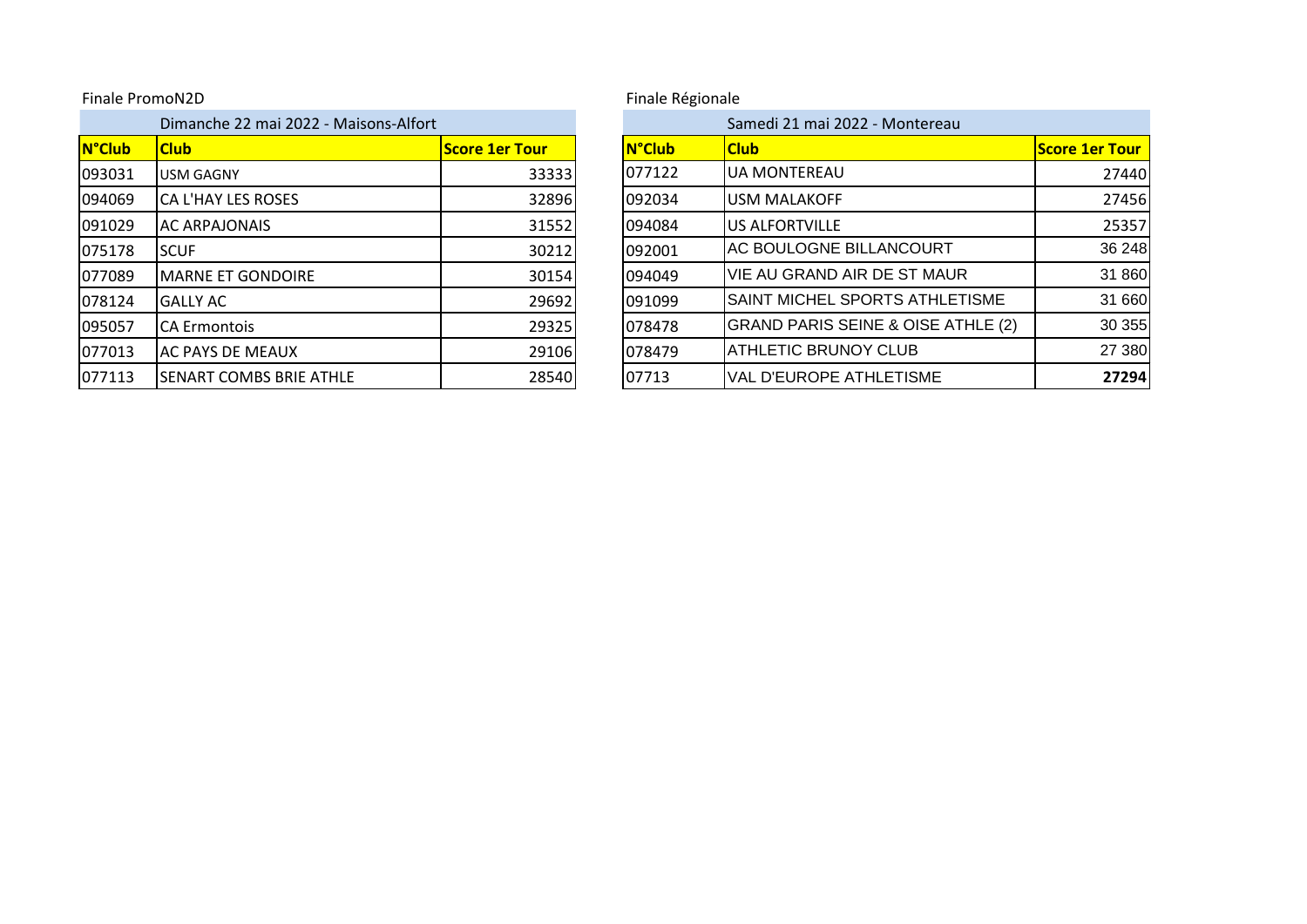Finale PromoN2D

| Dimanche 22 mai 2022 - Maisons-Alfort | | |
| --- | --- | --- |
| **N°Club** | **Club** | **Score 1er Tour** |
| 093031 | USM GAGNY | 33333 |
| 094069 | CA L'HAY LES ROSES | 32896 |
| 091029 | AC ARPAJONAIS | 31552 |
| 075178 | SCUF | 30212 |
| 077089 | MARNE ET GONDOIRE | 30154 |
| 078124 | GALLY AC | 29692 |
| 095057 | CA Ermontois | 29325 |
| 077013 | AC PAYS DE MEAUX | 29106 |
| 077113 | SENART COMBS BRIE ATHLE | 28540 |

Finale Régionale

| Samedi 21 mai 2022 - Montereau | | |
| --- | --- | --- |
| **N°Club** | **Club** | **Score 1er Tour** |
| 077122 | UA MONTEREAU | 27440 |
| 092034 | USM MALAKOFF | 27456 |
| 094084 | US ALFORTVILLE | 25357 |
| 092001 | AC BOULOGNE BILLANCOURT | 36 248 |
| 094049 | VIE AU GRAND AIR DE ST MAUR | 31 860 |
| 091099 | SAINT MICHEL SPORTS ATHLETISME | 31 660 |
| 078478 | GRAND PARIS SEINE & OISE ATHLE (2) | 30 355 |
| 078479 | ATHLETIC BRUNOY CLUB | 27 380 |
| 07713 | VAL D'EUROPE ATHLETISME | **27294** |